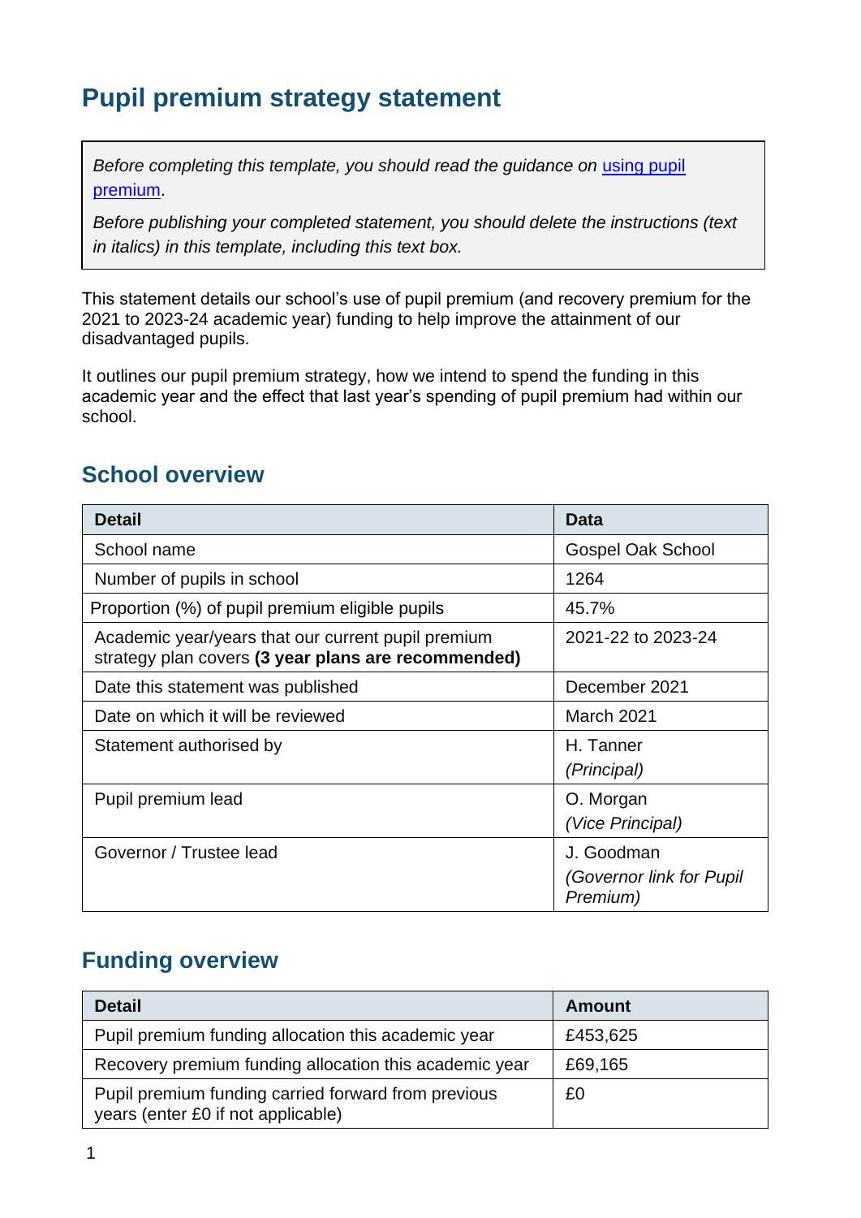# Pupil premium strategy statement

*Before completing this template, you should read the guidance on [using pupil premium](using pupil premium).*

*Before publishing your completed statement, you should delete the instructions (text in italics) in this template, including this text box.*

This statement details our school's use of pupil premium (and recovery premium for the 2021 to 2023-24 academic year) funding to help improve the attainment of our disadvantaged pupils.

It outlines our pupil premium strategy, how we intend to spend the funding in this academic year and the effect that last year's spending of pupil premium had within our school.

## School overview

| Detail | Data |
| --- | --- |
| School name | Gospel Oak School |
| Number of pupils in school | 1264 |
| Proportion (%) of pupil premium eligible pupils | 45.7% |
| Academic year/years that our current pupil premium strategy plan covers **(3 year plans are recommended)** | 2021-22 to 2023-24 |
| Date this statement was published | December 2021 |
| Date on which it will be reviewed | March 2021 |
| Statement authorised by | H. Tanner *(Principal)* |
| Pupil premium lead | O. Morgan *(Vice Principal)* |
| Governor / Trustee lead | J. Goodman *(Governor link for Pupil Premium)* |

## Funding overview

| Detail | Amount |
| --- | --- |
| Pupil premium funding allocation this academic year | £453,625 |
| Recovery premium funding allocation this academic year | £69,165 |
| Pupil premium funding carried forward from previous years (enter £0 if not applicable) | £0 |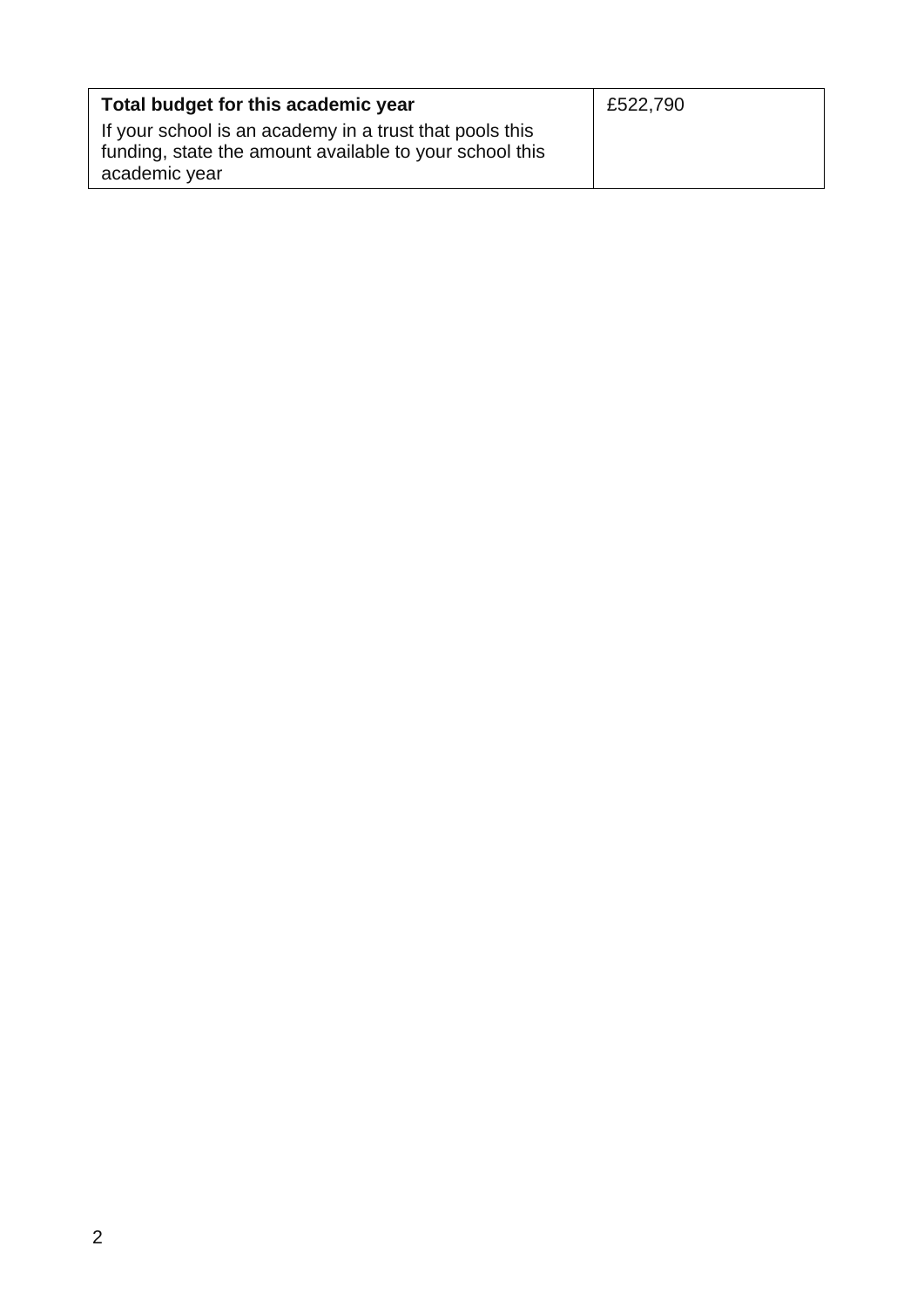| **Total budget for this academic year**<br>If your school is an academy in a trust that pools this funding, state the amount available to your school this academic year | £522,790 |
|---|---|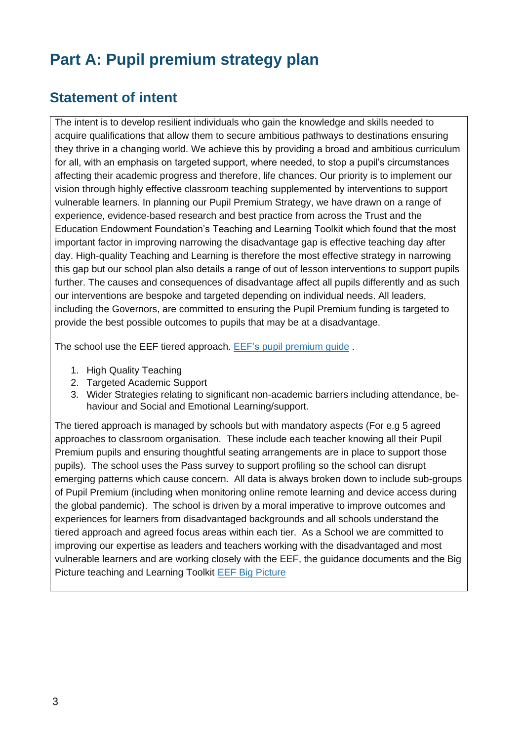# Part A: Pupil premium strategy plan

## Statement of intent

The intent is to develop resilient individuals who gain the knowledge and skills needed to acquire qualifications that allow them to secure ambitious pathways to destinations ensuring they thrive in a changing world. We achieve this by providing a broad and ambitious curriculum for all, with an emphasis on targeted support, where needed, to stop a pupil's circumstances affecting their academic progress and therefore, life chances. Our priority is to implement our vision through highly effective classroom teaching supplemented by interventions to support vulnerable learners. In planning our Pupil Premium Strategy, we have drawn on a range of experience, evidence-based research and best practice from across the Trust and the Education Endowment Foundation's Teaching and Learning Toolkit which found that the most important factor in improving narrowing the disadvantage gap is effective teaching day after day. High-quality Teaching and Learning is therefore the most effective strategy in narrowing this gap but our school plan also details a range of out of lesson interventions to support pupils further. The causes and consequences of disadvantage affect all pupils differently and as such our interventions are bespoke and targeted depending on individual needs. All leaders, including the Governors, are committed to ensuring the Pupil Premium funding is targeted to provide the best possible outcomes to pupils that may be at a disadvantage.

The school use the EEF tiered approach. [EEF's pupil premium guide](#) .

1. High Quality Teaching
2. Targeted Academic Support
3. Wider Strategies relating to significant non-academic barriers including attendance, behaviour and Social and Emotional Learning/support.

The tiered approach is managed by schools but with mandatory aspects (For e.g 5 agreed approaches to classroom organisation. These include each teacher knowing all their Pupil Premium pupils and ensuring thoughtful seating arrangements are in place to support those pupils). The school uses the Pass survey to support profiling so the school can disrupt emerging patterns which cause concern. All data is always broken down to include sub-groups of Pupil Premium (including when monitoring online remote learning and device access during the global pandemic). The school is driven by a moral imperative to improve outcomes and experiences for learners from disadvantaged backgrounds and all schools understand the tiered approach and agreed focus areas within each tier. As a School we are committed to improving our expertise as leaders and teachers working with the disadvantaged and most vulnerable learners and are working closely with the EEF, the guidance documents and the Big Picture teaching and Learning Toolkit [EEF Big Picture](#)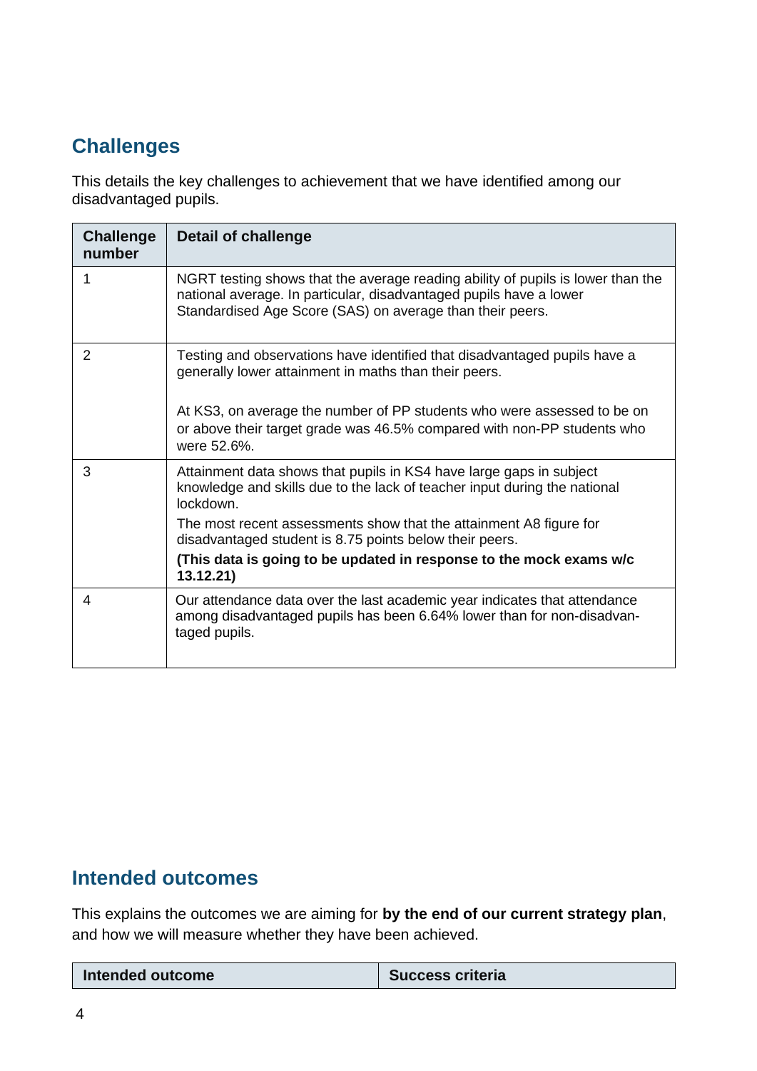## Challenges

This details the key challenges to achievement that we have identified among our disadvantaged pupils.

| Challenge number | Detail of challenge |
|---|---|
| 1 | NGRT testing shows that the average reading ability of pupils is lower than the national average. In particular, disadvantaged pupils have a lower Standardised Age Score (SAS) on average than their peers. |
| 2 | Testing and observations have identified that disadvantaged pupils have a generally lower attainment in maths than their peers.<br><br>At KS3, on average the number of PP students who were assessed to be on or above their target grade was 46.5% compared with non-PP students who were 52.6%. |
| 3 | Attainment data shows that pupils in KS4 have large gaps in subject knowledge and skills due to the lack of teacher input during the national lockdown.<br><br>The most recent assessments show that the attainment A8 figure for disadvantaged student is 8.75 points below their peers.<br><br>**(This data is going to be updated in response to the mock exams w/c 13.12.21)** |
| 4 | Our attendance data over the last academic year indicates that attendance among disadvantaged pupils has been 6.64% lower than for non-disadvantaged pupils. |

## Intended outcomes

This explains the outcomes we are aiming for **by the end of our current strategy plan**, and how we will measure whether they have been achieved.

| Intended outcome | Success criteria |
|---|---|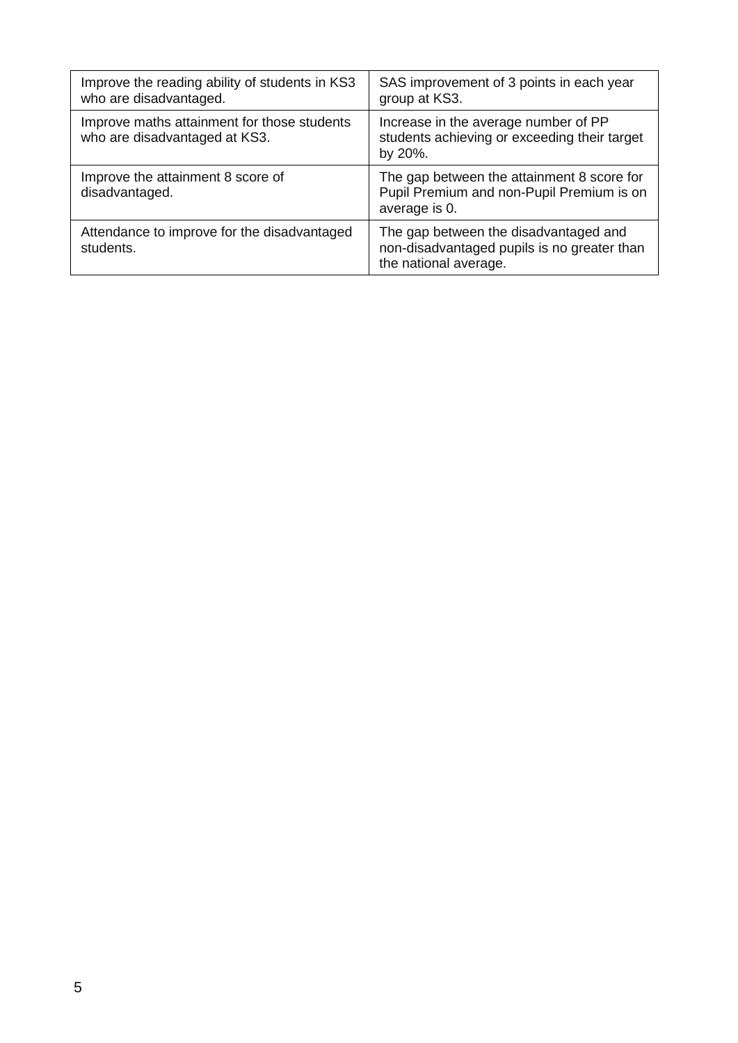| | |
|---|---|
| Improve the reading ability of students in KS3 who are disadvantaged. | SAS improvement of 3 points in each year group at KS3. |
| Improve maths attainment for those students who are disadvantaged at KS3. | Increase in the average number of PP students achieving or exceeding their target by 20%. |
| Improve the attainment 8 score of disadvantaged. | The gap between the attainment 8 score for Pupil Premium and non-Pupil Premium is on average is 0. |
| Attendance to improve for the disadvantaged students. | The gap between the disadvantaged and non-disadvantaged pupils is no greater than the national average. |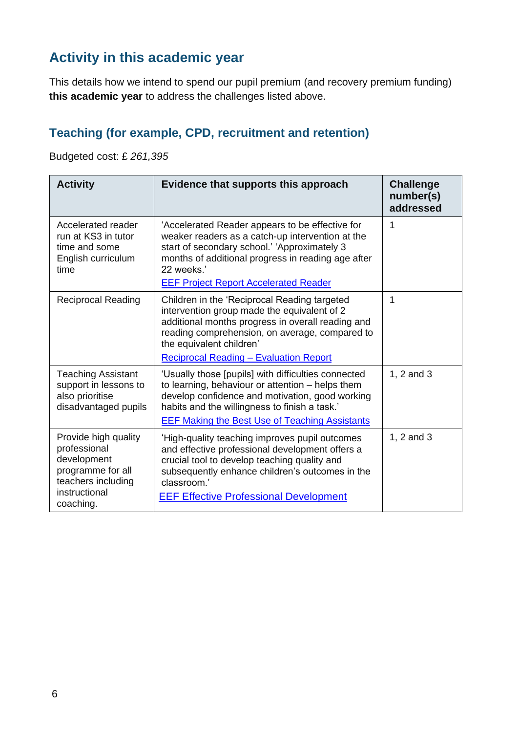## Activity in this academic year

This details how we intend to spend our pupil premium (and recovery premium funding) **this academic year** to address the challenges listed above.

### Teaching (for example, CPD, recruitment and retention)

Budgeted cost: £ *261,395*

| Activity | Evidence that supports this approach | Challenge number(s) addressed |
| --- | --- | --- |
| Accelerated reader run at KS3 in tutor time and some English curriculum time | 'Accelerated Reader appears to be effective for weaker readers as a catch-up intervention at the start of secondary school.' 'Approximately 3 months of additional progress in reading age after 22 weeks.' [EEF Project Report Accelerated Reader] | 1 |
| Reciprocal Reading | Children in the 'Reciprocal Reading targeted intervention group made the equivalent of 2 additional months progress in overall reading and reading comprehension, on average, compared to the equivalent children' [Reciprocal Reading – Evaluation Report] | 1 |
| Teaching Assistant support in lessons to also prioritise disadvantaged pupils | 'Usually those [pupils] with difficulties connected to learning, behaviour or attention – helps them develop confidence and motivation, good working habits and the willingness to finish a task.' [EEF Making the Best Use of Teaching Assistants] | 1, 2 and 3 |
| Provide high quality professional development programme for all teachers including instructional coaching. | 'High-quality teaching improves pupil outcomes and effective professional development offers a crucial tool to develop teaching quality and subsequently enhance children's outcomes in the classroom.' [EEF Effective Professional Development] | 1, 2 and 3 |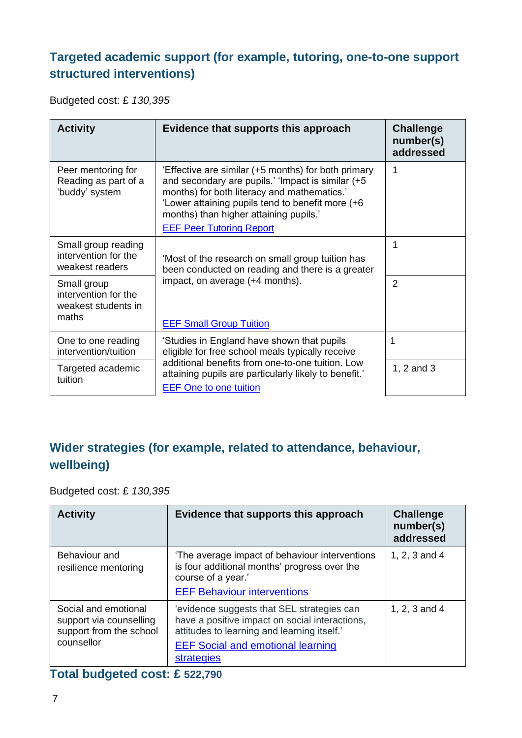### Targeted academic support (for example, tutoring, one-to-one support structured interventions)

Budgeted cost: £ *130,395*

| Activity | Evidence that supports this approach | Challenge number(s) addressed |
|---|---|---|
| Peer mentoring for Reading as part of a 'buddy' system | 'Effective are similar (+5 months) for both primary and secondary are pupils.' 'Impact is similar (+5 months) for both literacy and mathematics.' 'Lower attaining pupils tend to benefit more (+6 months) than higher attaining pupils.' [EEF Peer Tutoring Report] | 1 |
| Small group reading intervention for the weakest readers | 'Most of the research on small group tuition has been conducted on reading and there is a greater impact, on average (+4 months). [EEF Small Group Tuition] | 1 |
| Small group intervention for the weakest students in maths | | 2 |
| One to one reading intervention/tuition | 'Studies in England have shown that pupils eligible for free school meals typically receive additional benefits from one-to-one tuition. Low attaining pupils are particularly likely to benefit.' [EEF One to one tuition] | 1 |
| Targeted academic tuition | | 1, 2 and 3 |

### Wider strategies (for example, related to attendance, behaviour, wellbeing)

Budgeted cost: £ *130,395*

| Activity | Evidence that supports this approach | Challenge number(s) addressed |
|---|---|---|
| Behaviour and resilience mentoring | 'The average impact of behaviour interventions is four additional months' progress over the course of a year.' [EEF Behaviour interventions] | 1, 2, 3 and 4 |
| Social and emotional support via counselling support from the school counsellor | 'evidence suggests that SEL strategies can have a positive impact on social interactions, attitudes to learning and learning itself.' [EEF Social and emotional learning strategies] | 1, 2, 3 and 4 |

**Total budgeted cost: £ 522,790**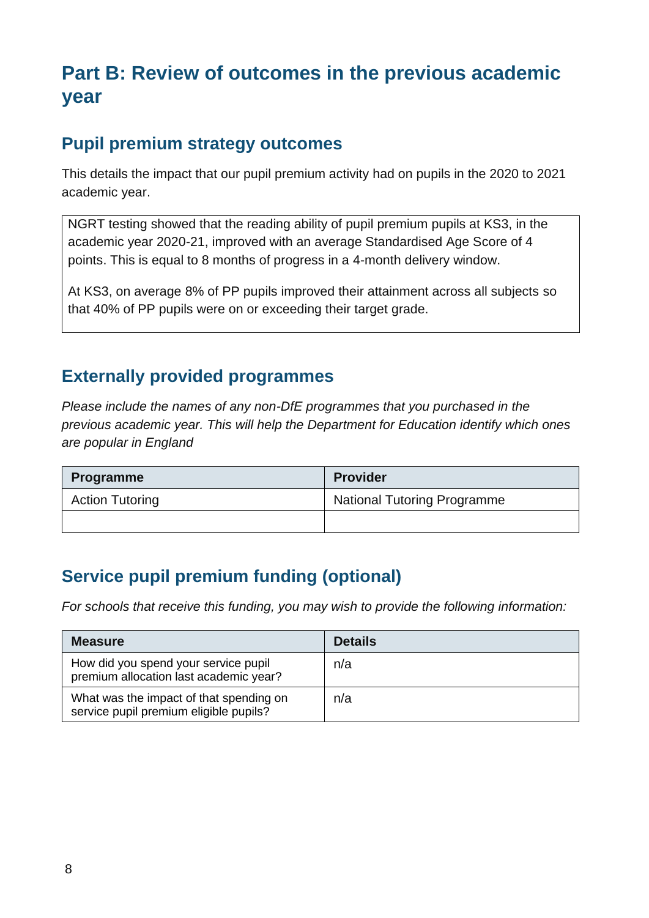# Part B: Review of outcomes in the previous academic year

## Pupil premium strategy outcomes

This details the impact that our pupil premium activity had on pupils in the 2020 to 2021 academic year.

NGRT testing showed that the reading ability of pupil premium pupils at KS3, in the academic year 2020-21, improved with an average Standardised Age Score of 4 points. This is equal to 8 months of progress in a 4-month delivery window.

At KS3, on average 8% of PP pupils improved their attainment across all subjects so that 40% of PP pupils were on or exceeding their target grade.

## Externally provided programmes

*Please include the names of any non-DfE programmes that you purchased in the previous academic year. This will help the Department for Education identify which ones are popular in England*

| Programme | Provider |
|---|---|
| Action Tutoring | National Tutoring Programme |
| | |

## Service pupil premium funding (optional)

*For schools that receive this funding, you may wish to provide the following information:*

| Measure | Details |
|---|---|
| How did you spend your service pupil premium allocation last academic year? | n/a |
| What was the impact of that spending on service pupil premium eligible pupils? | n/a |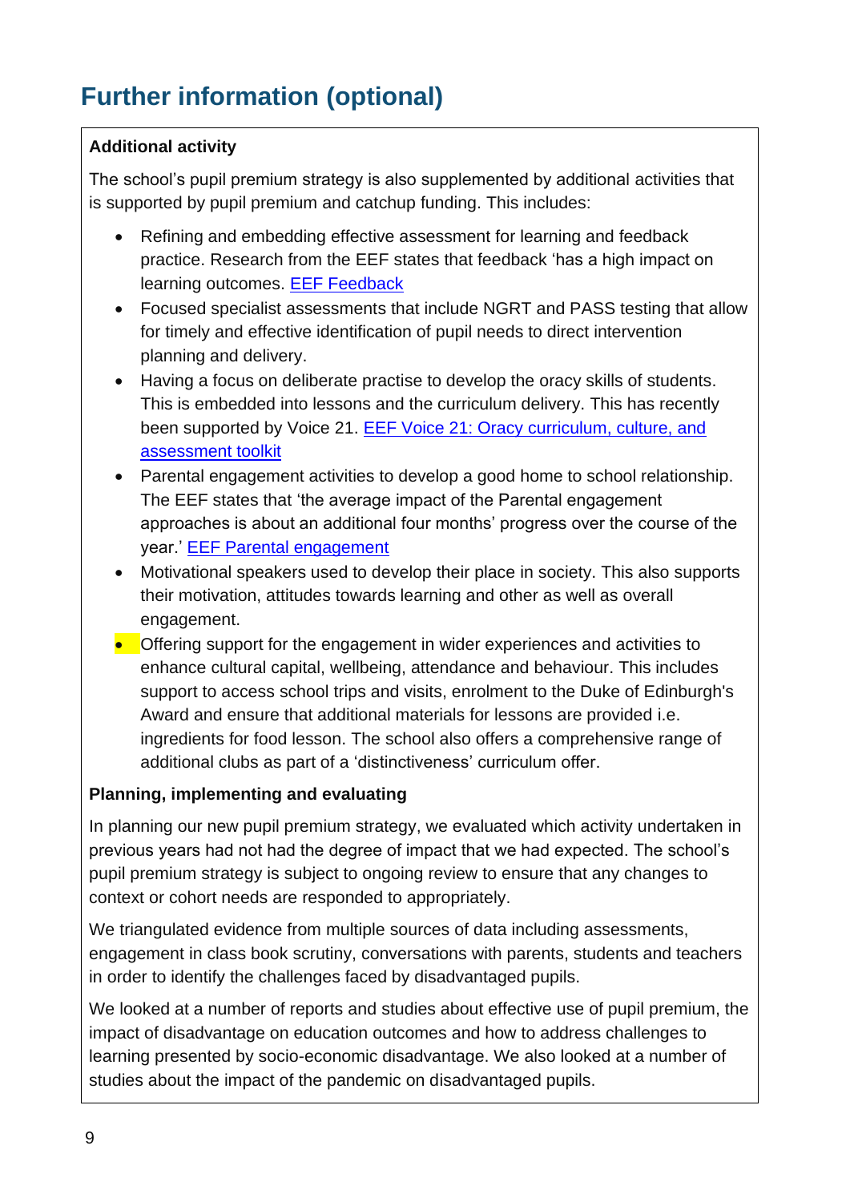# Further information (optional)

**Additional activity**

The school's pupil premium strategy is also supplemented by additional activities that is supported by pupil premium and catchup funding. This includes:

- Refining and embedding effective assessment for learning and feedback practice. Research from the EEF states that feedback 'has a high impact on learning outcomes. EEF Feedback
- Focused specialist assessments that include NGRT and PASS testing that allow for timely and effective identification of pupil needs to direct intervention planning and delivery.
- Having a focus on deliberate practise to develop the oracy skills of students. This is embedded into lessons and the curriculum delivery. This has recently been supported by Voice 21. EEF Voice 21: Oracy curriculum, culture, and assessment toolkit
- Parental engagement activities to develop a good home to school relationship. The EEF states that 'the average impact of the Parental engagement approaches is about an additional four months' progress over the course of the year.' EEF Parental engagement
- Motivational speakers used to develop their place in society. This also supports their motivation, attitudes towards learning and other as well as overall engagement.
- Offering support for the engagement in wider experiences and activities to enhance cultural capital, wellbeing, attendance and behaviour. This includes support to access school trips and visits, enrolment to the Duke of Edinburgh's Award and ensure that additional materials for lessons are provided i.e. ingredients for food lesson. The school also offers a comprehensive range of additional clubs as part of a 'distinctiveness' curriculum offer.

**Planning, implementing and evaluating**

In planning our new pupil premium strategy, we evaluated which activity undertaken in previous years had not had the degree of impact that we had expected. The school's pupil premium strategy is subject to ongoing review to ensure that any changes to context or cohort needs are responded to appropriately.

We triangulated evidence from multiple sources of data including assessments, engagement in class book scrutiny, conversations with parents, students and teachers in order to identify the challenges faced by disadvantaged pupils.

We looked at a number of reports and studies about effective use of pupil premium, the impact of disadvantage on education outcomes and how to address challenges to learning presented by socio-economic disadvantage. We also looked at a number of studies about the impact of the pandemic on disadvantaged pupils.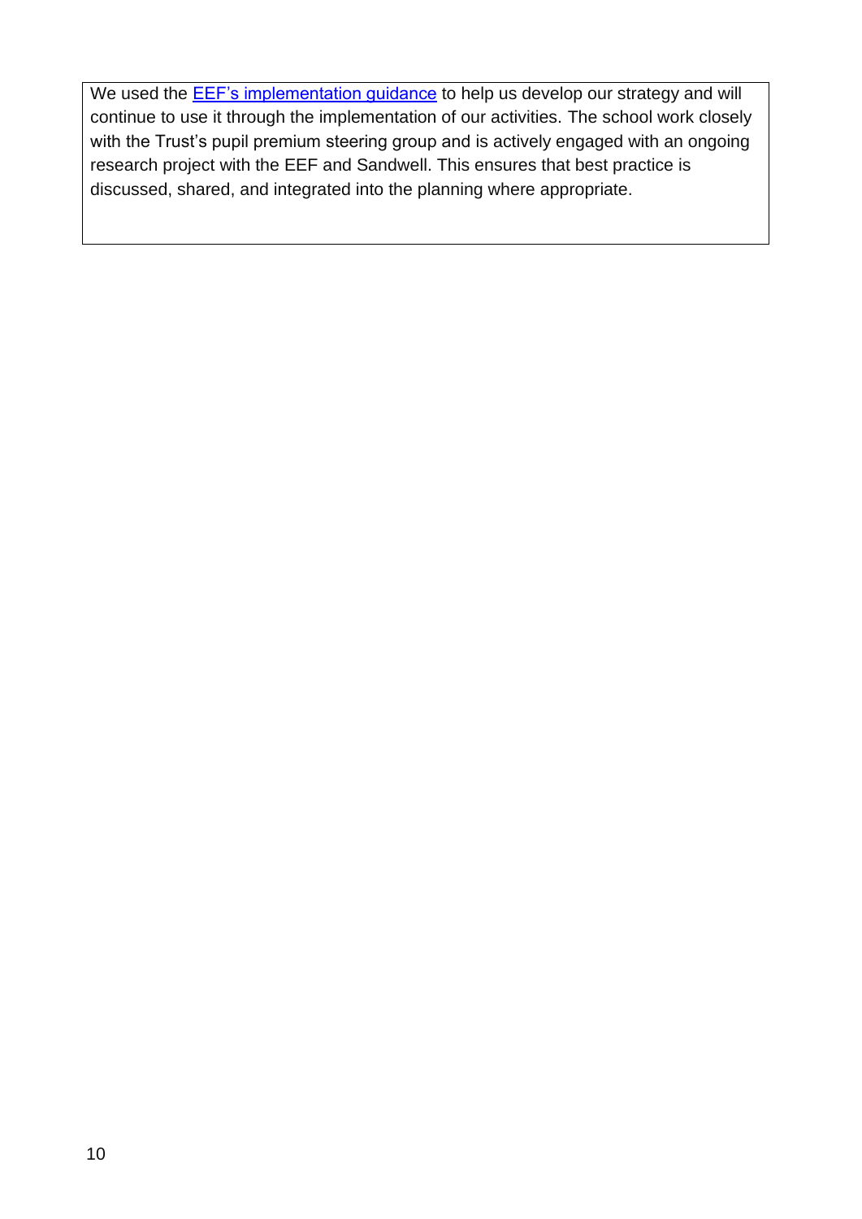We used the [EEF's implementation guidance](EEF's implementation guidance) to help us develop our strategy and will continue to use it through the implementation of our activities. The school work closely with the Trust's pupil premium steering group and is actively engaged with an ongoing research project with the EEF and Sandwell. This ensures that best practice is discussed, shared, and integrated into the planning where appropriate.